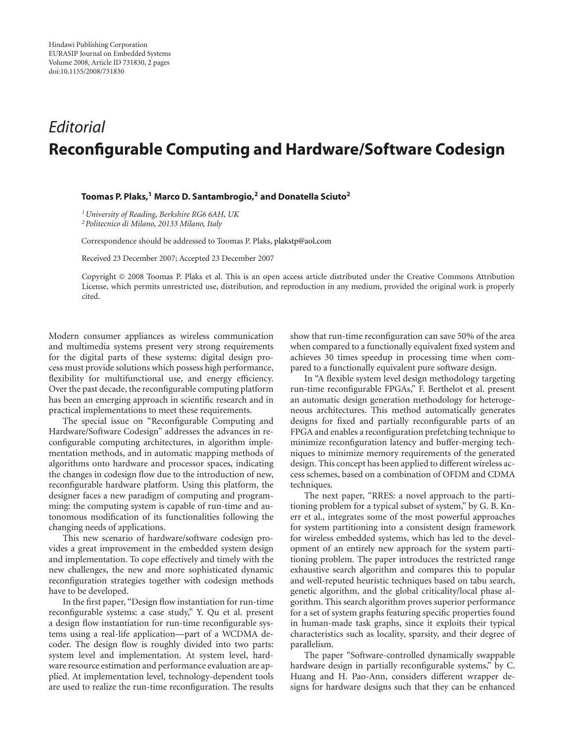Hindawi Publishing Corporation
EURASIP Journal on Embedded Systems
Volume 2008, Article ID 731830, 2 pages
doi:10.1155/2008/731830

*Editorial*

# Reconfigurable Computing and Hardware/Software Codesign

**Toomas P. Plaks,[1] Marco D. Santambrogio,[2] and Donatella Sciuto[2]**

[1] *University of Reading, Berkshire RG6 6AH, UK*
[2] *Politecnico di Milano, 20133 Milano, Italy*

Correspondence should be addressed to Toomas P. Plaks, plakstp@aol.com

Received 23 December 2007; Accepted 23 December 2007

Copyright © 2008 Toomas P. Plaks et al. This is an open access article distributed under the Creative Commons Attribution License, which permits unrestricted use, distribution, and reproduction in any medium, provided the original work is properly cited.

Modern consumer appliances as wireless communication and multimedia systems present very strong requirements for the digital parts of these systems: digital design process must provide solutions which possess high performance, flexibility for multifunctional use, and energy efficiency. Over the past decade, the reconfigurable computing platform has been an emerging approach in scientific research and in practical implementations to meet these requirements.

The special issue on "Reconfigurable Computing and Hardware/Software Codesign" addresses the advances in reconfigurable computing architectures, in algorithm implementation methods, and in automatic mapping methods of algorithms onto hardware and processor spaces, indicating the changes in codesign flow due to the introduction of new, reconfigurable hardware platform. Using this platform, the designer faces a new paradigm of computing and programming: the computing system is capable of run-time and autonomous modification of its functionalities following the changing needs of applications.

This new scenario of hardware/software codesign provides a great improvement in the embedded system design and implementation. To cope effectively and timely with the new challenges, the new and more sophisticated dynamic reconfiguration strategies together with codesign methods have to be developed.

In the first paper, "Design flow instantiation for run-time reconfigurable systems: a case study," Y. Qu et al. present a design flow instantiation for run-time reconfigurable systems using a real-life application—part of a WCDMA decoder. The design flow is roughly divided into two parts: system level and implementation. At system level, hardware resource estimation and performance evaluation are applied. At implementation level, technology-dependent tools are used to realize the run-time reconfiguration. The results show that run-time reconfiguration can save 50% of the area when compared to a functionally equivalent fixed system and achieves 30 times speedup in processing time when compared to a functionally equivalent pure software design.

In "A flexible system level design methodology targeting run-time reconfigurable FPGAs," F. Berthelot et al. present an automatic design generation methodology for heterogeneous architectures. This method automatically generates designs for fixed and partially reconfigurable parts of an FPGA and enables a reconfiguration prefetching technique to minimize reconfiguration latency and buffer-merging techniques to minimize memory requirements of the generated design. This concept has been applied to different wireless access schemes, based on a combination of OFDM and CDMA techniques.

The next paper, "RRES: a novel approach to the partitioning problem for a typical subset of system," by G. B. Knerr et al., integrates some of the most powerful approaches for system partitioning into a consistent design framework for wireless embedded systems, which has led to the development of an entirely new approach for the system partitioning problem. The paper introduces the restricted range exhaustive search algorithm and compares this to popular and well-reputed heuristic techniques based on tabu search, genetic algorithm, and the global criticality/local phase algorithm. This search algorithm proves superior performance for a set of system graphs featuring specific properties found in human-made task graphs, since it exploits their typical characteristics such as locality, sparsity, and their degree of parallelism.

The paper "Software-controlled dynamically swappable hardware design in partially reconfigurable systems," by C. Huang and H. Pao-Ann, considers different wrapper designs for hardware designs such that they can be enhanced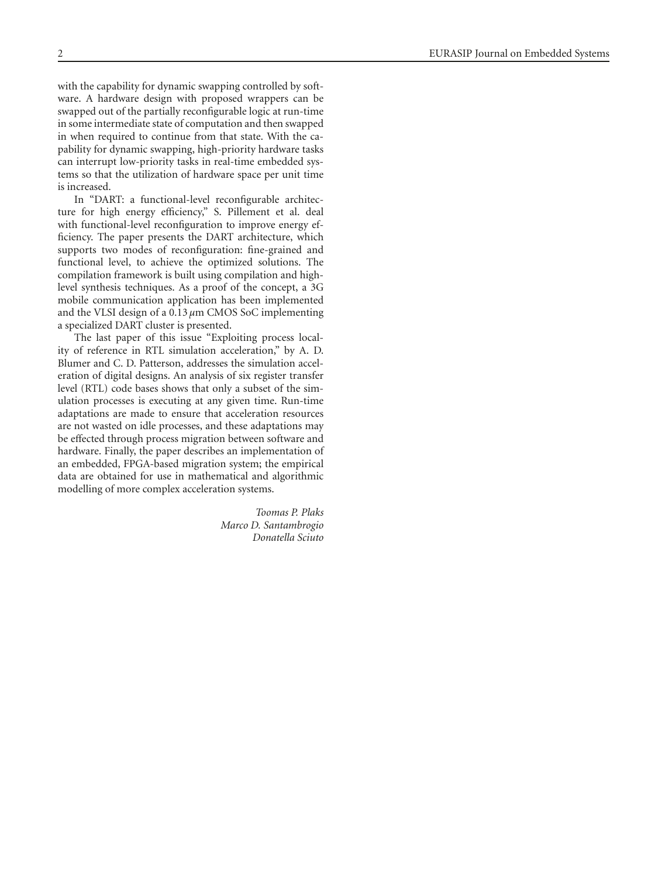with the capability for dynamic swapping controlled by software. A hardware design with proposed wrappers can be swapped out of the partially reconfigurable logic at run-time in some intermediate state of computation and then swapped in when required to continue from that state. With the capability for dynamic swapping, high-priority hardware tasks can interrupt low-priority tasks in real-time embedded systems so that the utilization of hardware space per unit time is increased.

In "DART: a functional-level reconfigurable architecture for high energy efficiency," S. Pillement et al. deal with functional-level reconfiguration to improve energy efficiency. The paper presents the DART architecture, which supports two modes of reconfiguration: fine-grained and functional level, to achieve the optimized solutions. The compilation framework is built using compilation and high-level synthesis techniques. As a proof of the concept, a 3G mobile communication application has been implemented and the VLSI design of a $0.13\,\mu$m CMOS SoC implementing a specialized DART cluster is presented.

The last paper of this issue "Exploiting process locality of reference in RTL simulation acceleration," by A. D. Blumer and C. D. Patterson, addresses the simulation acceleration of digital designs. An analysis of six register transfer level (RTL) code bases shows that only a subset of the simulation processes is executing at any given time. Run-time adaptations are made to ensure that acceleration resources are not wasted on idle processes, and these adaptations may be effected through process migration between software and hardware. Finally, the paper describes an implementation of an embedded, FPGA-based migration system; the empirical data are obtained for use in mathematical and algorithmic modelling of more complex acceleration systems.

*Toomas P. Plaks*
*Marco D. Santambrogio*
*Donatella Sciuto*